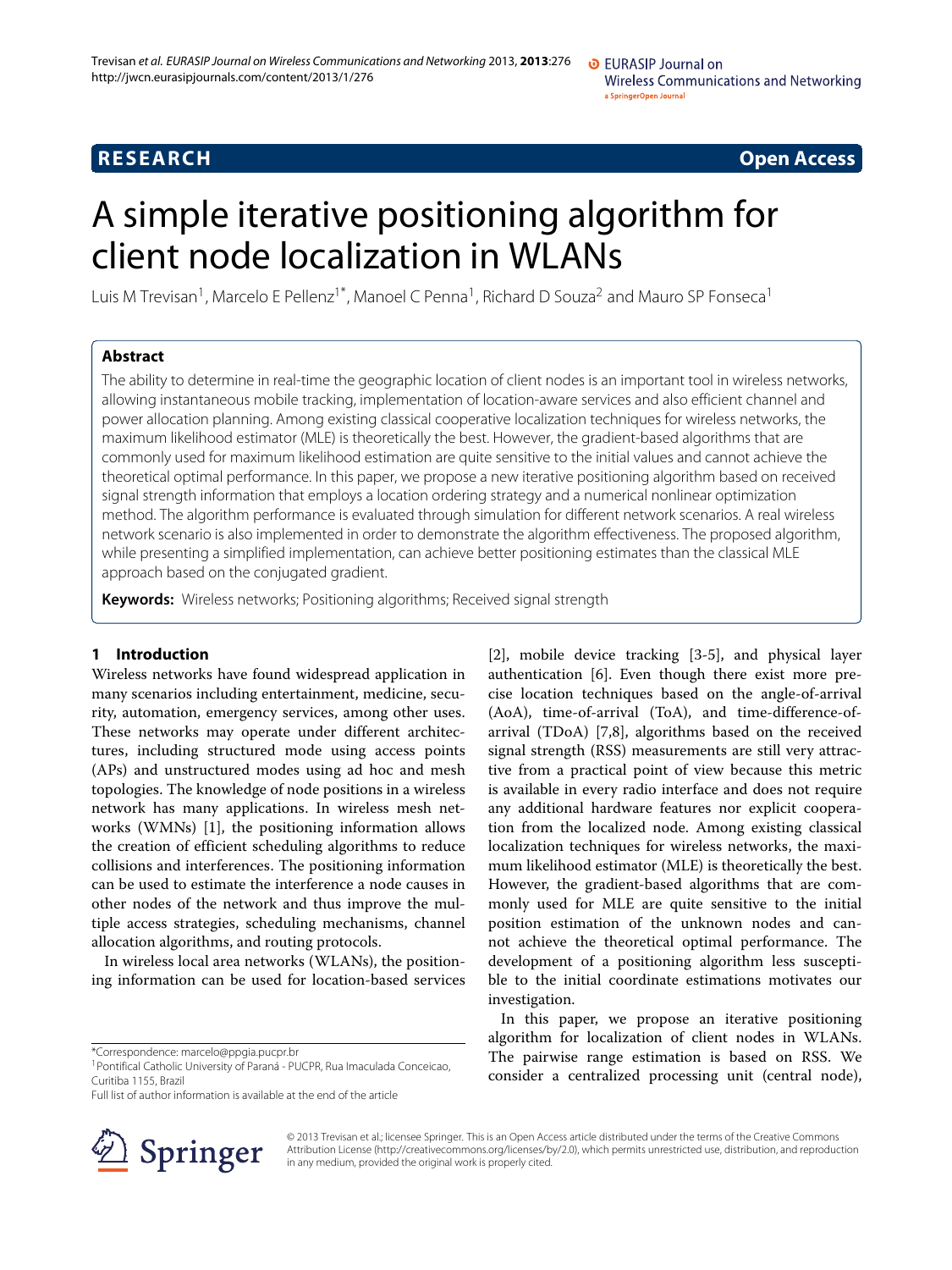RESEARCH Open Access

# A simple iterative positioning algorithm for client node localization in WLANs

Luis M Trevisan[1], Marcelo E Pellenz[1*], Manoel C Penna[1], Richard D Souza[2] and Mauro SP Fonseca[1]

## Abstract

The ability to determine in real-time the geographic location of client nodes is an important tool in wireless networks, allowing instantaneous mobile tracking, implementation of location-aware services and also efficient channel and power allocation planning. Among existing classical cooperative localization techniques for wireless networks, the maximum likelihood estimator (MLE) is theoretically the best. However, the gradient-based algorithms that are commonly used for maximum likelihood estimation are quite sensitive to the initial values and cannot achieve the theoretical optimal performance. In this paper, we propose a new iterative positioning algorithm based on received signal strength information that employs a location ordering strategy and a numerical nonlinear optimization method. The algorithm performance is evaluated through simulation for different network scenarios. A real wireless network scenario is also implemented in order to demonstrate the algorithm effectiveness. The proposed algorithm, while presenting a simplified implementation, can achieve better positioning estimates than the classical MLE approach based on the conjugated gradient.

**Keywords:** Wireless networks; Positioning algorithms; Received signal strength

## 1 Introduction

Wireless networks have found widespread application in many scenarios including entertainment, medicine, security, automation, emergency services, among other uses. These networks may operate under different architectures, including structured mode using access points (APs) and unstructured modes using ad hoc and mesh topologies. The knowledge of node positions in a wireless network has many applications. In wireless mesh networks (WMNs) [1], the positioning information allows the creation of efficient scheduling algorithms to reduce collisions and interferences. The positioning information can be used to estimate the interference a node causes in other nodes of the network and thus improve the multiple access strategies, scheduling mechanisms, channel allocation algorithms, and routing protocols.

In wireless local area networks (WLANs), the positioning information can be used for location-based services [2], mobile device tracking [3-5], and physical layer authentication [6]. Even though there exist more precise location techniques based on the angle-of-arrival (AoA), time-of-arrival (ToA), and time-difference-of-arrival (TDoA) [7,8], algorithms based on the received signal strength (RSS) measurements are still very attractive from a practical point of view because this metric is available in every radio interface and does not require any additional hardware features nor explicit cooperation from the localized node. Among existing classical localization techniques for wireless networks, the maximum likelihood estimator (MLE) is theoretically the best. However, the gradient-based algorithms that are commonly used for MLE are quite sensitive to the initial position estimation of the unknown nodes and cannot achieve the theoretical optimal performance. The development of a positioning algorithm less susceptible to the initial coordinate estimations motivates our investigation.

In this paper, we propose an iterative positioning algorithm for localization of client nodes in WLANs. The pairwise range estimation is based on RSS. We consider a centralized processing unit (central node),

*Correspondence: marcelo@ppgia.pucpr.br
[1]Pontifical Catholic University of Paraná - PUCPR, Rua Imaculada Conceicao, Curitiba 1155, Brazil
Full list of author information is available at the end of the article

© 2013 Trevisan et al.; licensee Springer. This is an Open Access article distributed under the terms of the Creative Commons Attribution License (http://creativecommons.org/licenses/by/2.0), which permits unrestricted use, distribution, and reproduction in any medium, provided the original work is properly cited.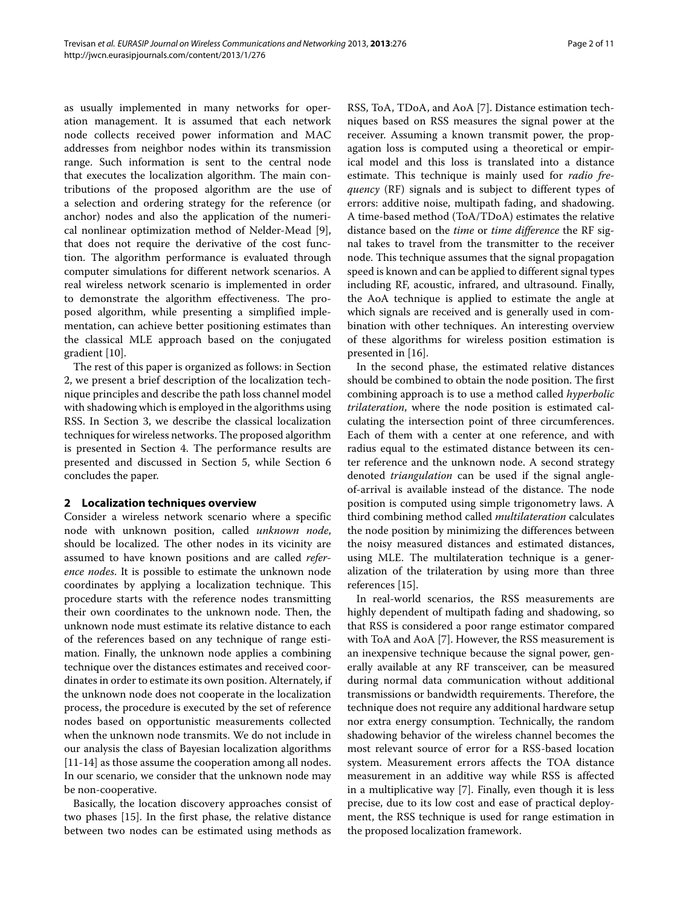as usually implemented in many networks for operation management. It is assumed that each network node collects received power information and MAC addresses from neighbor nodes within its transmission range. Such information is sent to the central node that executes the localization algorithm. The main contributions of the proposed algorithm are the use of a selection and ordering strategy for the reference (or anchor) nodes and also the application of the numerical nonlinear optimization method of Nelder-Mead [9], that does not require the derivative of the cost function. The algorithm performance is evaluated through computer simulations for different network scenarios. A real wireless network scenario is implemented in order to demonstrate the algorithm effectiveness. The proposed algorithm, while presenting a simplified implementation, can achieve better positioning estimates than the classical MLE approach based on the conjugated gradient [10].

The rest of this paper is organized as follows: in Section 2, we present a brief description of the localization technique principles and describe the path loss channel model with shadowing which is employed in the algorithms using RSS. In Section 3, we describe the classical localization techniques for wireless networks. The proposed algorithm is presented in Section 4. The performance results are presented and discussed in Section 5, while Section 6 concludes the paper.

## 2 Localization techniques overview

Consider a wireless network scenario where a specific node with unknown position, called *unknown node*, should be localized. The other nodes in its vicinity are assumed to have known positions and are called *reference nodes*. It is possible to estimate the unknown node coordinates by applying a localization technique. This procedure starts with the reference nodes transmitting their own coordinates to the unknown node. Then, the unknown node must estimate its relative distance to each of the references based on any technique of range estimation. Finally, the unknown node applies a combining technique over the distances estimates and received coordinates in order to estimate its own position. Alternately, if the unknown node does not cooperate in the localization process, the procedure is executed by the set of reference nodes based on opportunistic measurements collected when the unknown node transmits. We do not include in our analysis the class of Bayesian localization algorithms [11-14] as those assume the cooperation among all nodes. In our scenario, we consider that the unknown node may be non-cooperative.

Basically, the location discovery approaches consist of two phases [15]. In the first phase, the relative distance between two nodes can be estimated using methods as RSS, ToA, TDoA, and AoA [7]. Distance estimation techniques based on RSS measures the signal power at the receiver. Assuming a known transmit power, the propagation loss is computed using a theoretical or empirical model and this loss is translated into a distance estimate. This technique is mainly used for *radio frequency* (RF) signals and is subject to different types of errors: additive noise, multipath fading, and shadowing. A time-based method (ToA/TDoA) estimates the relative distance based on the *time* or *time difference* the RF signal takes to travel from the transmitter to the receiver node. This technique assumes that the signal propagation speed is known and can be applied to different signal types including RF, acoustic, infrared, and ultrasound. Finally, the AoA technique is applied to estimate the angle at which signals are received and is generally used in combination with other techniques. An interesting overview of these algorithms for wireless position estimation is presented in [16].

In the second phase, the estimated relative distances should be combined to obtain the node position. The first combining approach is to use a method called *hyperbolic trilateration*, where the node position is estimated calculating the intersection point of three circumferences. Each of them with a center at one reference, and with radius equal to the estimated distance between its center reference and the unknown node. A second strategy denoted *triangulation* can be used if the signal angle-of-arrival is available instead of the distance. The node position is computed using simple trigonometry laws. A third combining method called *multilateration* calculates the node position by minimizing the differences between the noisy measured distances and estimated distances, using MLE. The multilateration technique is a generalization of the trilateration by using more than three references [15].

In real-world scenarios, the RSS measurements are highly dependent of multipath fading and shadowing, so that RSS is considered a poor range estimator compared with ToA and AoA [7]. However, the RSS measurement is an inexpensive technique because the signal power, generally available at any RF transceiver, can be measured during normal data communication without additional transmissions or bandwidth requirements. Therefore, the technique does not require any additional hardware setup nor extra energy consumption. Technically, the random shadowing behavior of the wireless channel becomes the most relevant source of error for a RSS-based location system. Measurement errors affects the TOA distance measurement in an additive way while RSS is affected in a multiplicative way [7]. Finally, even though it is less precise, due to its low cost and ease of practical deployment, the RSS technique is used for range estimation in the proposed localization framework.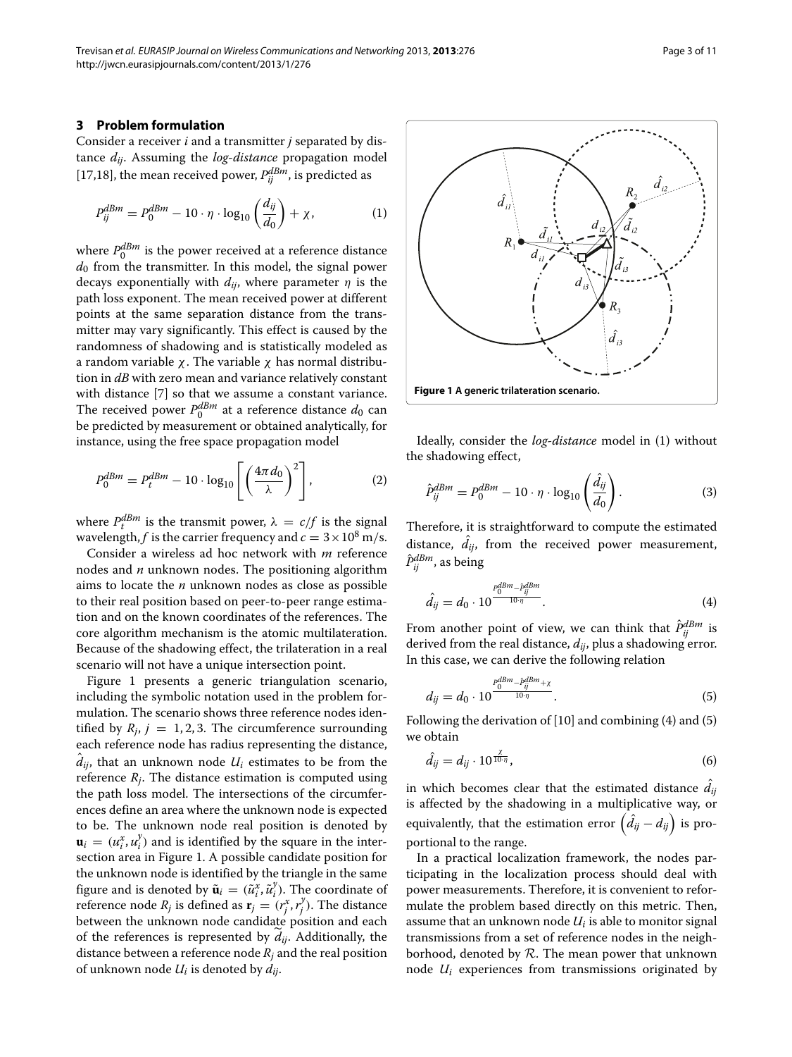## 3 Problem formulation

Consider a receiver $i$ and a transmitter $j$ separated by distance $d_{ij}$. Assuming the *log-distance* propagation model [17,18], the mean received power, $P_{ij}^{dBm}$, is predicted as

$$P_{ij}^{dBm} = P_0^{dBm} - 10 \cdot \eta \cdot \log_{10}\left(\frac{d_{ij}}{d_0}\right) + \chi, \tag{1}$$

where $P_0^{dBm}$ is the power received at a reference distance $d_0$ from the transmitter. In this model, the signal power decays exponentially with $d_{ij}$, where parameter $\eta$ is the path loss exponent. The mean received power at different points at the same separation distance from the transmitter may vary significantly. This effect is caused by the randomness of shadowing and is statistically modeled as a random variable $\chi$. The variable $\chi$ has normal distribution in *dB* with zero mean and variance relatively constant with distance [7] so that we assume a constant variance. The received power $P_0^{dBm}$ at a reference distance $d_0$ can be predicted by measurement or obtained analytically, for instance, using the free space propagation model

$$P_0^{dBm} = P_t^{dBm} - 10 \cdot \log_{10}\left[\left(\frac{4\pi d_0}{\lambda}\right)^2\right], \tag{2}$$

where $P_t^{dBm}$ is the transmit power, $\lambda = c/f$ is the signal wavelength, $f$ is the carrier frequency and $c = 3 \times 10^8$ m/s.

Consider a wireless ad hoc network with $m$ reference nodes and $n$ unknown nodes. The positioning algorithm aims to locate the $n$ unknown nodes as close as possible to their real position based on peer-to-peer range estimation and on the known coordinates of the references. The core algorithm mechanism is the atomic multilateration. Because of the shadowing effect, the trilateration in a real scenario will not have a unique intersection point.

Figure 1 presents a generic triangulation scenario, including the symbolic notation used in the problem formulation. The scenario shows three reference nodes identified by $R_j$, $j = 1, 2, 3$. The circumference surrounding each reference node has radius representing the distance, $\hat{d}_{ij}$, that an unknown node $U_i$ estimates to be from the reference $R_j$. The distance estimation is computed using the path loss model. The intersections of the circumferences define an area where the unknown node is expected to be. The unknown node real position is denoted by $\mathbf{u}_i = (u_i^x, u_i^y)$ and is identified by the square in the intersection area in Figure 1. A possible candidate position for the unknown node is identified by the triangle in the same figure and is denoted by $\tilde{\mathbf{u}}_i = (\tilde{u}_i^x, \tilde{u}_i^y)$. The coordinate of reference node $R_j$ is defined as $\mathbf{r}_j = (r_j^x, r_j^y)$. The distance between the unknown node candidate position and each of the references is represented by $\tilde{d}_{ij}$. Additionally, the distance between a reference node $R_j$ and the real position of unknown node $U_i$ is denoted by $d_{ij}$.

**Figure 1 A generic trilateration scenario.**

Ideally, consider the *log-distance* model in (1) without the shadowing effect,

$$\hat{P}_{ij}^{dBm} = P_0^{dBm} - 10 \cdot \eta \cdot \log_{10}\left(\frac{\hat{d}_{ij}}{d_0}\right). \tag{3}$$

Therefore, it is straightforward to compute the estimated distance, $\hat{d}_{ij}$, from the received power measurement, $\hat{P}_{ij}^{dBm}$, as being

$$\hat{d}_{ij} = d_0 \cdot 10^{\frac{P_0^{dBm} - \hat{P}_{ij}^{dBm}}{10 \cdot \eta}}. \tag{4}$$

From another point of view, we can think that $\hat{P}_{ij}^{dBm}$ is derived from the real distance, $d_{ij}$, plus a shadowing error. In this case, we can derive the following relation

$$d_{ij} = d_0 \cdot 10^{\frac{P_0^{dBm} - \hat{P}_{ij}^{dBm} + \chi}{10 \cdot \eta}}. \tag{5}$$

Following the derivation of [10] and combining (4) and (5) we obtain

$$\hat{d}_{ij} = d_{ij} \cdot 10^{\frac{\chi}{10 \cdot \eta}}, \tag{6}$$

in which becomes clear that the estimated distance $\hat{d}_{ij}$ is affected by the shadowing in a multiplicative way, or equivalently, that the estimation error $\left(\hat{d}_{ij} - d_{ij}\right)$ is proportional to the range.

In a practical localization framework, the nodes participating in the localization process should deal with power measurements. Therefore, it is convenient to reformulate the problem based directly on this metric. Then, assume that an unknown node $U_i$ is able to monitor signal transmissions from a set of reference nodes in the neighborhood, denoted by $\mathcal{R}$. The mean power that unknown node $U_i$ experiences from transmissions originated by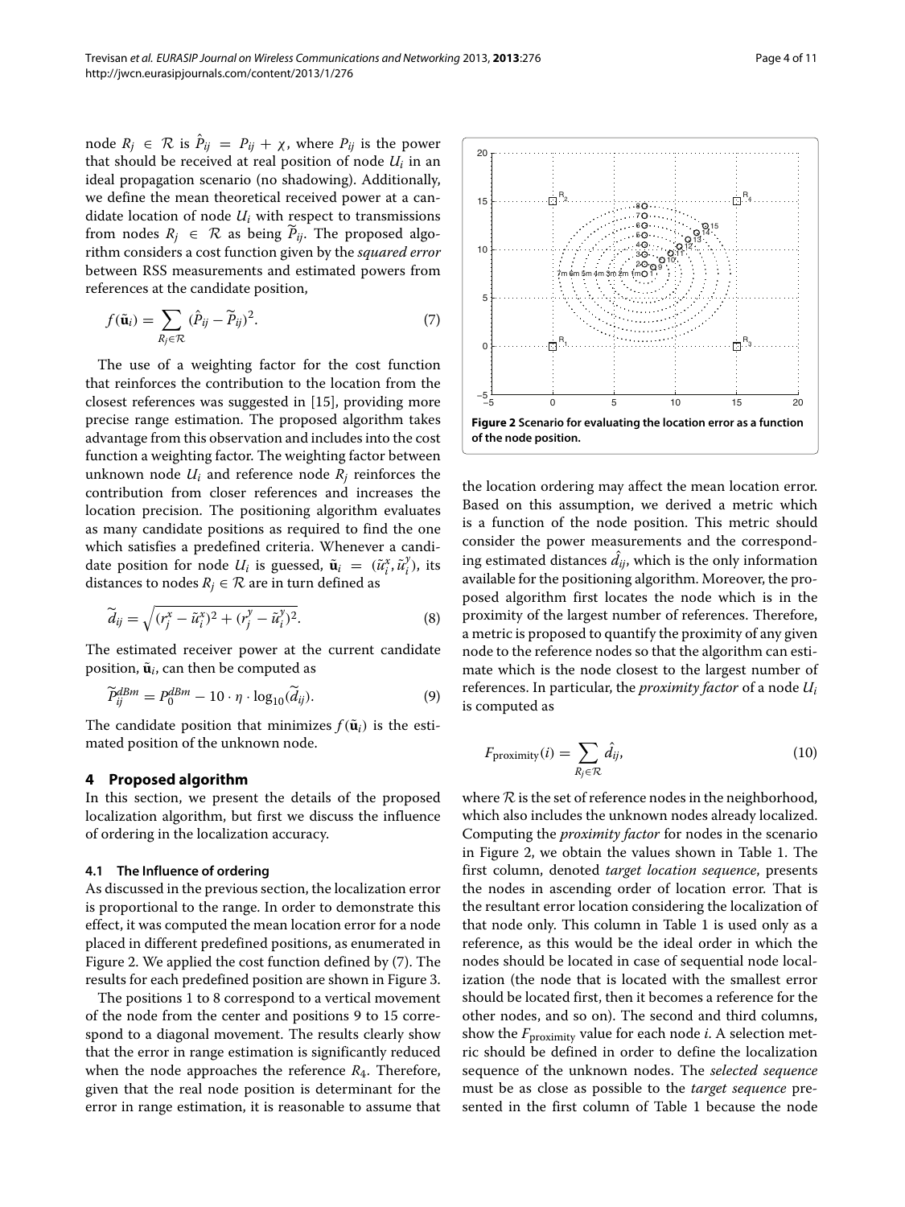node $R_j \in \mathcal{R}$ is $\hat{P}_{ij} = P_{ij} + \chi$, where $P_{ij}$ is the power that should be received at real position of node $U_i$ in an ideal propagation scenario (no shadowing). Additionally, we define the mean theoretical received power at a candidate location of node $U_i$ with respect to transmissions from nodes $R_j \in \mathcal{R}$ as being $\widetilde{P}_{ij}$. The proposed algorithm considers a cost function given by the *squared error* between RSS measurements and estimated powers from references at the candidate position,

$$f(\tilde{\mathbf{u}}_i) = \sum_{R_j \in \mathcal{R}} (\hat{P}_{ij} - \widetilde{P}_{ij})^2. \tag{7}$$

The use of a weighting factor for the cost function that reinforces the contribution to the location from the closest references was suggested in [15], providing more precise range estimation. The proposed algorithm takes advantage from this observation and includes into the cost function a weighting factor. The weighting factor between unknown node $U_i$ and reference node $R_j$ reinforces the contribution from closer references and increases the location precision. The positioning algorithm evaluates as many candidate positions as required to find the one which satisfies a predefined criteria. Whenever a candidate position for node $U_i$ is guessed, $\tilde{\mathbf{u}}_i = (\tilde{u}_i^x, \tilde{u}_i^y)$, its distances to nodes $R_j \in \mathcal{R}$ are in turn defined as

$$\widetilde{d}_{ij} = \sqrt{(r_j^x - \tilde{u}_i^x)^2 + (r_j^y - \tilde{u}_i^y)^2}. \tag{8}$$

The estimated receiver power at the current candidate position, $\tilde{\mathbf{u}}_i$, can then be computed as

$$\widetilde{P}_{ij}^{dBm} = P_0^{dBm} - 10 \cdot \eta \cdot \log_{10}(\widetilde{d}_{ij}). \tag{9}$$

The candidate position that minimizes $f(\tilde{\mathbf{u}}_i)$ is the estimated position of the unknown node.

## 4 Proposed algorithm

In this section, we present the details of the proposed localization algorithm, but first we discuss the influence of ordering in the localization accuracy.

### 4.1 The Influence of ordering

As discussed in the previous section, the localization error is proportional to the range. In order to demonstrate this effect, it was computed the mean location error for a node placed in different predefined positions, as enumerated in Figure 2. We applied the cost function defined by (7). The results for each predefined position are shown in Figure 3.

The positions 1 to 8 correspond to a vertical movement of the node from the center and positions 9 to 15 correspond to a diagonal movement. The results clearly show that the error in range estimation is significantly reduced when the node approaches the reference $R_4$. Therefore, given that the real node position is determinant for the error in range estimation, it is reasonable to assume that the location ordering may affect the mean location error. Based on this assumption, we derived a metric which is a function of the node position. This metric should consider the power measurements and the corresponding estimated distances $\hat{d}_{ij}$, which is the only information available for the positioning algorithm. Moreover, the proposed algorithm first locates the node which is in the proximity of the largest number of references. Therefore, a metric is proposed to quantify the proximity of any given node to the reference nodes so that the algorithm can estimate which is the node closest to the largest number of references. In particular, the *proximity factor* of a node $U_i$ is computed as

**Figure 2 Scenario for evaluating the location error as a function of the node position.**

$$F_{\text{proximity}}(i) = \sum_{R_j \in \mathcal{R}} \hat{d}_{ij}, \tag{10}$$

where $\mathcal{R}$ is the set of reference nodes in the neighborhood, which also includes the unknown nodes already localized. Computing the *proximity factor* for nodes in the scenario in Figure 2, we obtain the values shown in Table 1. The first column, denoted *target location sequence*, presents the nodes in ascending order of location error. That is the resultant error location considering the localization of that node only. This column in Table 1 is used only as a reference, as this would be the ideal order in which the nodes should be located in case of sequential node localization (the node that is located with the smallest error should be located first, then it becomes a reference for the other nodes, and so on). The second and third columns, show the $F_{\text{proximity}}$ value for each node $i$. A selection metric should be defined in order to define the localization sequence of the unknown nodes. The *selected sequence* must be as close as possible to the *target sequence* presented in the first column of Table 1 because the node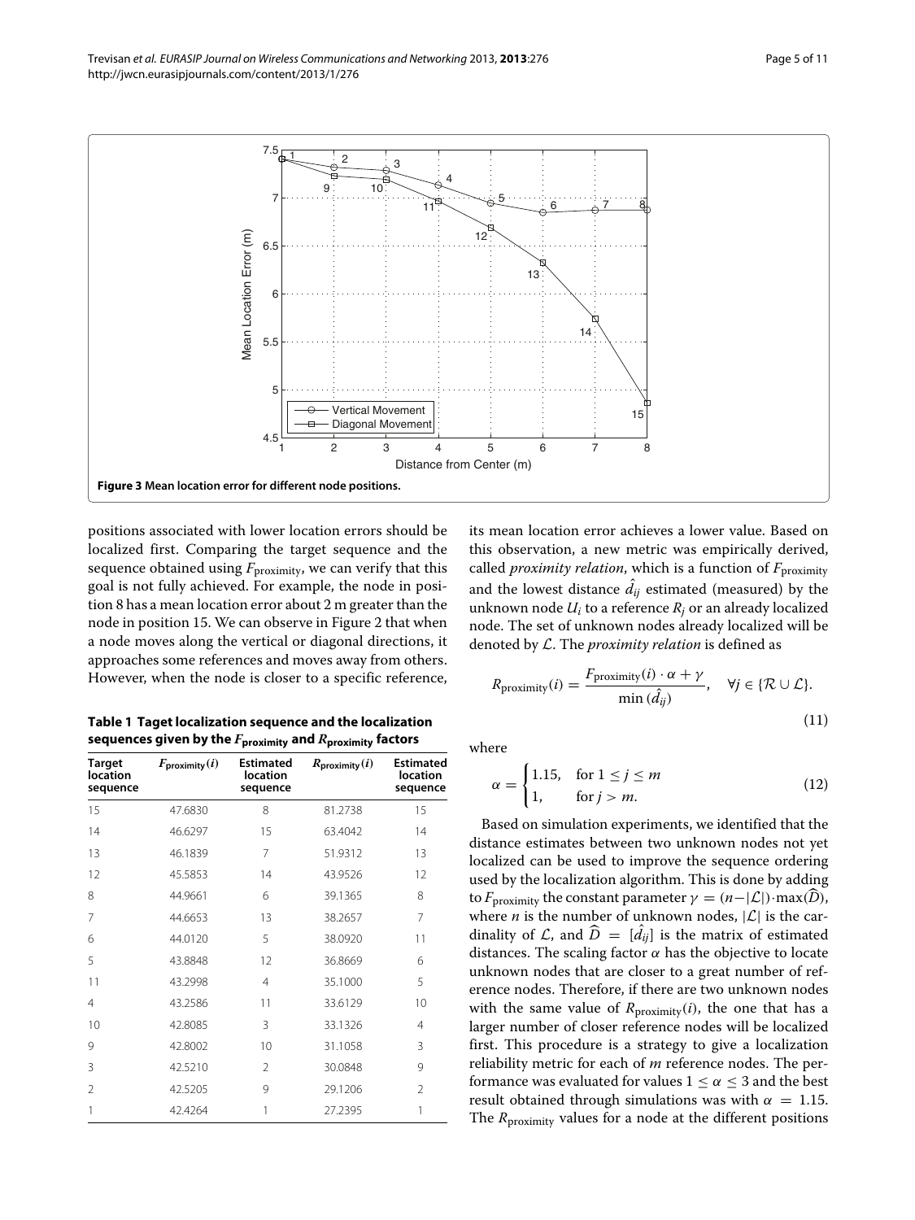**Figure 3 Mean location error for different node positions.**

positions associated with lower location errors should be localized first. Comparing the target sequence and the sequence obtained using $F_{\text{proximity}}$, we can verify that this goal is not fully achieved. For example, the node in position 8 has a mean location error about 2 m greater than the node in position 15. We can observe in Figure 2 that when a node moves along the vertical or diagonal directions, it approaches some references and moves away from others. However, when the node is closer to a specific reference, its mean location error achieves a lower value. Based on this observation, a new metric was empirically derived, called *proximity relation*, which is a function of $F_{\text{proximity}}$ and the lowest distance $\hat{d}_{ij}$ estimated (measured) by the unknown node $U_i$ to a reference $R_j$ or an already localized node. The set of unknown nodes already localized will be denoted by $\mathcal{L}$. The *proximity relation* is defined as

$$R_{\text{proximity}}(i) = \frac{F_{\text{proximity}}(i) \cdot \alpha + \gamma}{\min(\hat{d}_{ij})}, \quad \forall j \in \{\mathcal{R} \cup \mathcal{L}\}. \tag{11}$$

where

$$\alpha = \begin{cases} 1.15, & \text{for } 1 \leq j \leq m \\ 1, & \text{for } j > m. \end{cases} \tag{12}$$

Based on simulation experiments, we identified that the distance estimates between two unknown nodes not yet localized can be used to improve the sequence ordering used by the localization algorithm. This is done by adding to $F_{\text{proximity}}$ the constant parameter $\gamma = (n - |\mathcal{L}|) \cdot \max(\widehat{D})$, where $n$ is the number of unknown nodes, $|\mathcal{L}|$ is the cardinality of $\mathcal{L}$, and $\widehat{D} = [\hat{d}_{ij}]$ is the matrix of estimated distances. The scaling factor $\alpha$ has the objective to locate unknown nodes that are closer to a great number of reference nodes. Therefore, if there are two unknown nodes with the same value of $R_{\text{proximity}}(i)$, the one that has a larger number of closer reference nodes will be localized first. This procedure is a strategy to give a localization reliability metric for each of $m$ reference nodes. The performance was evaluated for values $1 \leq \alpha \leq 3$ and the best result obtained through simulations was with $\alpha = 1.15$. The $R_{\text{proximity}}$ values for a node at the different positions

**Table 1 Taget localization sequence and the localization sequences given by the $F_{\text{proximity}}$ and $R_{\text{proximity}}$ factors**

| Target location sequence | $F_{\text{proximity}}(i)$ | Estimated location sequence | $R_{\text{proximity}}(i)$ | Estimated location sequence |
|---|---|---|---|---|
| 15 | 47.6830 | 8 | 81.2738 | 15 |
| 14 | 46.6297 | 15 | 63.4042 | 14 |
| 13 | 46.1839 | 7 | 51.9312 | 13 |
| 12 | 45.5853 | 14 | 43.9526 | 12 |
| 8 | 44.9661 | 6 | 39.1365 | 8 |
| 7 | 44.6653 | 13 | 38.2657 | 7 |
| 6 | 44.0120 | 5 | 38.0920 | 11 |
| 5 | 43.8848 | 12 | 36.8669 | 6 |
| 11 | 43.2998 | 4 | 35.1000 | 5 |
| 4 | 43.2586 | 11 | 33.6129 | 10 |
| 10 | 42.8085 | 3 | 33.1326 | 4 |
| 9 | 42.8002 | 10 | 31.1058 | 3 |
| 3 | 42.5210 | 2 | 30.0848 | 9 |
| 2 | 42.5205 | 9 | 29.1206 | 2 |
| 1 | 42.4264 | 1 | 27.2395 | 1 |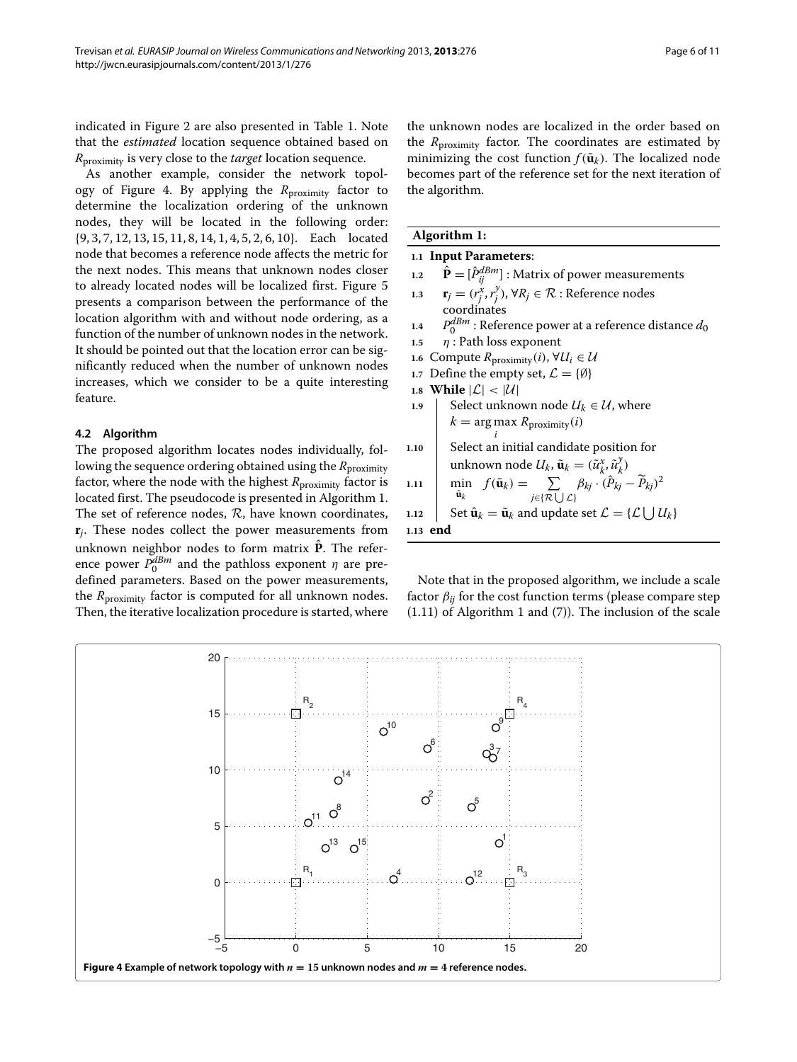indicated in Figure 2 are also presented in Table 1. Note that the *estimated* location sequence obtained based on $R_{\text{proximity}}$ is very close to the *target* location sequence.

As another example, consider the network topology of Figure 4. By applying the $R_{\text{proximity}}$ factor to determine the localization ordering of the unknown nodes, they will be located in the following order: $\{9, 3, 7, 12, 13, 15, 11, 8, 14, 1, 4, 5, 2, 6, 10\}$. Each located node that becomes a reference node affects the metric for the next nodes. This means that unknown nodes closer to already located nodes will be localized first. Figure 5 presents a comparison between the performance of the location algorithm with and without node ordering, as a function of the number of unknown nodes in the network. It should be pointed out that the location error can be significantly reduced when the number of unknown nodes increases, which we consider to be a quite interesting feature.

### 4.2 Algorithm

The proposed algorithm locates nodes individually, following the sequence ordering obtained using the $R_{\text{proximity}}$ factor, where the node with the highest $R_{\text{proximity}}$ factor is located first. The pseudocode is presented in Algorithm 1. The set of reference nodes, $\mathcal{R}$, have known coordinates, $\mathbf{r}_j$. These nodes collect the power measurements from unknown neighbor nodes to form matrix $\hat{\mathbf{P}}$. The reference power $P_0^{dBm}$ and the pathloss exponent $\eta$ are predefined parameters. Based on the power measurements, the $R_{\text{proximity}}$ factor is computed for all unknown nodes. Then, the iterative localization procedure is started, where the unknown nodes are localized in the order based on the $R_{\text{proximity}}$ factor. The coordinates are estimated by minimizing the cost function $f(\tilde{\mathbf{u}}_k)$. The localized node becomes part of the reference set for the next iteration of the algorithm.

**Algorithm 1:**

1.1 **Input Parameters**:
1.2 $\hat{\mathbf{P}} = [\hat{P}_{ij}^{dBm}]$ : Matrix of power measurements
1.3 $\mathbf{r}_j = (r_j^x, r_j^y), \forall R_j \in \mathcal{R}$ : Reference nodes coordinates
1.4 $P_0^{dBm}$ : Reference power at a reference distance $d_0$
1.5 $\eta$ : Path loss exponent
1.6 Compute $R_{\text{proximity}}(i), \forall U_i \in \mathcal{U}$
1.7 Define the empty set, $\mathcal{L} = \{\emptyset\}$
1.8 **While** $|\mathcal{L}| < |\mathcal{U}|$
1.9 Select unknown node $U_k \in \mathcal{U}$, where $k = \arg\max_i R_{\text{proximity}}(i)$
1.10 Select an initial candidate position for unknown node $U_k$, $\tilde{\mathbf{u}}_k = (\tilde{u}_k^x, \tilde{u}_k^y)$
1.11 $\min_{\tilde{\mathbf{u}}_k} \; f(\tilde{\mathbf{u}}_k) = \sum_{j \in \{\mathcal{R} \bigcup \mathcal{L}\}} \beta_{kj} \cdot (\hat{P}_{kj} - \widetilde{P}_{kj})^2$
1.12 Set $\hat{\mathbf{u}}_k = \tilde{\mathbf{u}}_k$ and update set $\mathcal{L} = \{\mathcal{L} \bigcup U_k\}$
1.13 **end**

Note that in the proposed algorithm, we include a scale factor $\beta_{ij}$ for the cost function terms (please compare step (1.11) of Algorithm 1 and (7)). The inclusion of the scale

**Figure 4 Example of network topology with $n = 15$ unknown nodes and $m = 4$ reference nodes.**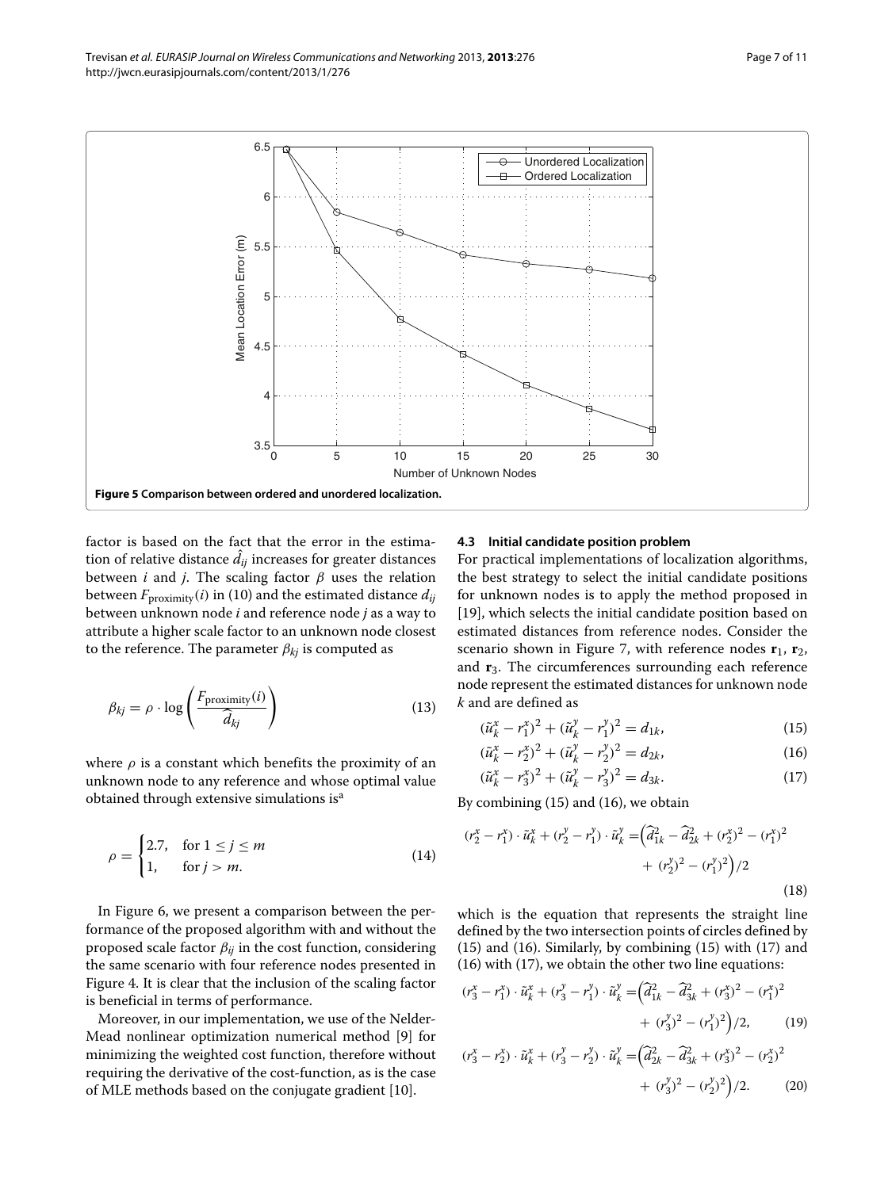**Figure 5 Comparison between ordered and unordered localization.**

factor is based on the fact that the error in the estimation of relative distance $\hat{d}_{ij}$ increases for greater distances between $i$ and $j$. The scaling factor $\beta$ uses the relation between $F_{\text{proximity}}(i)$ in (10) and the estimated distance $d_{ij}$ between unknown node $i$ and reference node $j$ as a way to attribute a higher scale factor to an unknown node closest to the reference. The parameter $\beta_{kj}$ is computed as

$$\beta_{kj} = \rho \cdot \log\left(\frac{F_{\text{proximity}}(i)}{\widehat{d}_{kj}}\right) \tag{13}$$

where $\rho$ is a constant which benefits the proximity of an unknown node to any reference and whose optimal value obtained through extensive simulations is[a]

$$\rho = \begin{cases} 2.7, & \text{for } 1 \leq j \leq m \\ 1, & \text{for } j > m. \end{cases} \tag{14}$$

In Figure 6, we present a comparison between the performance of the proposed algorithm with and without the proposed scale factor $\beta_{ij}$ in the cost function, considering the same scenario with four reference nodes presented in Figure 4. It is clear that the inclusion of the scaling factor is beneficial in terms of performance.

Moreover, in our implementation, we use of the Nelder-Mead nonlinear optimization numerical method [9] for minimizing the weighted cost function, therefore without requiring the derivative of the cost-function, as is the case of MLE methods based on the conjugate gradient [10].

### 4.3 Initial candidate position problem

For practical implementations of localization algorithms, the best strategy to select the initial candidate positions for unknown nodes is to apply the method proposed in [19], which selects the initial candidate position based on estimated distances from reference nodes. Consider the scenario shown in Figure 7, with reference nodes $\mathbf{r}_1$, $\mathbf{r}_2$, and $\mathbf{r}_3$. The circumferences surrounding each reference node represent the estimated distances for unknown node $k$ and are defined as

$$(\tilde{u}_k^x - r_1^x)^2 + (\tilde{u}_k^y - r_1^y)^2 = d_{1k}, \tag{15}$$

$$(\tilde{u}_k^x - r_2^x)^2 + (\tilde{u}_k^y - r_2^y)^2 = d_{2k}, \tag{16}$$

$$(\tilde{u}_k^x - r_3^x)^2 + (\tilde{u}_k^y - r_3^y)^2 = d_{3k}. \tag{17}$$

By combining (15) and (16), we obtain

$$(r_2^x - r_1^x) \cdot \tilde{u}_k^x + (r_2^y - r_1^y) \cdot \tilde{u}_k^y = \Big(\widehat{d}_{1k}^2 - \widehat{d}_{2k}^2 + (r_2^x)^2 - (r_1^x)^2 + (r_2^y)^2 - (r_1^y)^2\Big)/2 \tag{18}$$

which is the equation that represents the straight line defined by the two intersection points of circles defined by (15) and (16). Similarly, by combining (15) with (17) and (16) with (17), we obtain the other two line equations:

$$(r_3^x - r_1^x) \cdot \tilde{u}_k^x + (r_3^y - r_1^y) \cdot \tilde{u}_k^y = \Big(\widehat{d}_{1k}^2 - \widehat{d}_{3k}^2 + (r_3^x)^2 - (r_1^x)^2 + (r_3^y)^2 - (r_1^y)^2\Big)/2, \tag{19}$$

$$(r_3^x - r_2^x) \cdot \tilde{u}_k^x + (r_3^y - r_2^y) \cdot \tilde{u}_k^y = \Big(\widehat{d}_{2k}^2 - \widehat{d}_{3k}^2 + (r_3^x)^2 - (r_2^x)^2 + (r_3^y)^2 - (r_2^y)^2\Big)/2. \tag{20}$$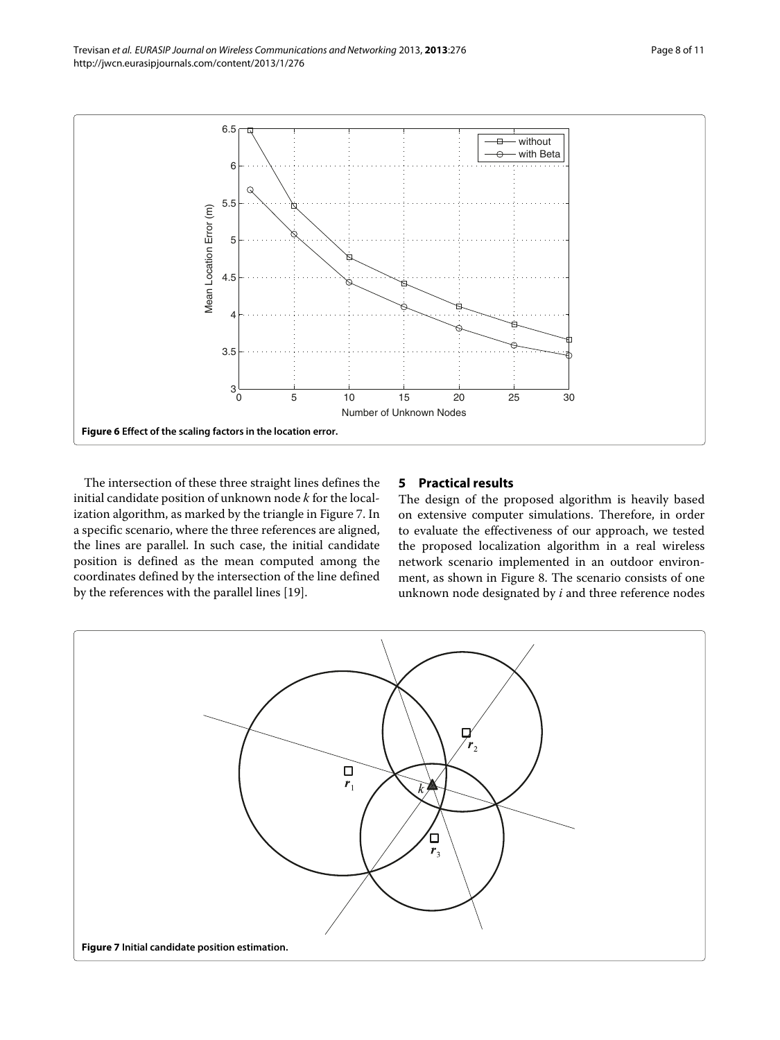Figure 6 Effect of the scaling factors in the location error.

The intersection of these three straight lines defines the initial candidate position of unknown node $k$ for the localization algorithm, as marked by the triangle in Figure 7. In a specific scenario, where the three references are aligned, the lines are parallel. In such case, the initial candidate position is defined as the mean computed among the coordinates defined by the intersection of the line defined by the references with the parallel lines [19].

## 5 Practical results

The design of the proposed algorithm is heavily based on extensive computer simulations. Therefore, in order to evaluate the effectiveness of our approach, we tested the proposed localization algorithm in a real wireless network scenario implemented in an outdoor environment, as shown in Figure 8. The scenario consists of one unknown node designated by $i$ and three reference nodes

Figure 7 Initial candidate position estimation.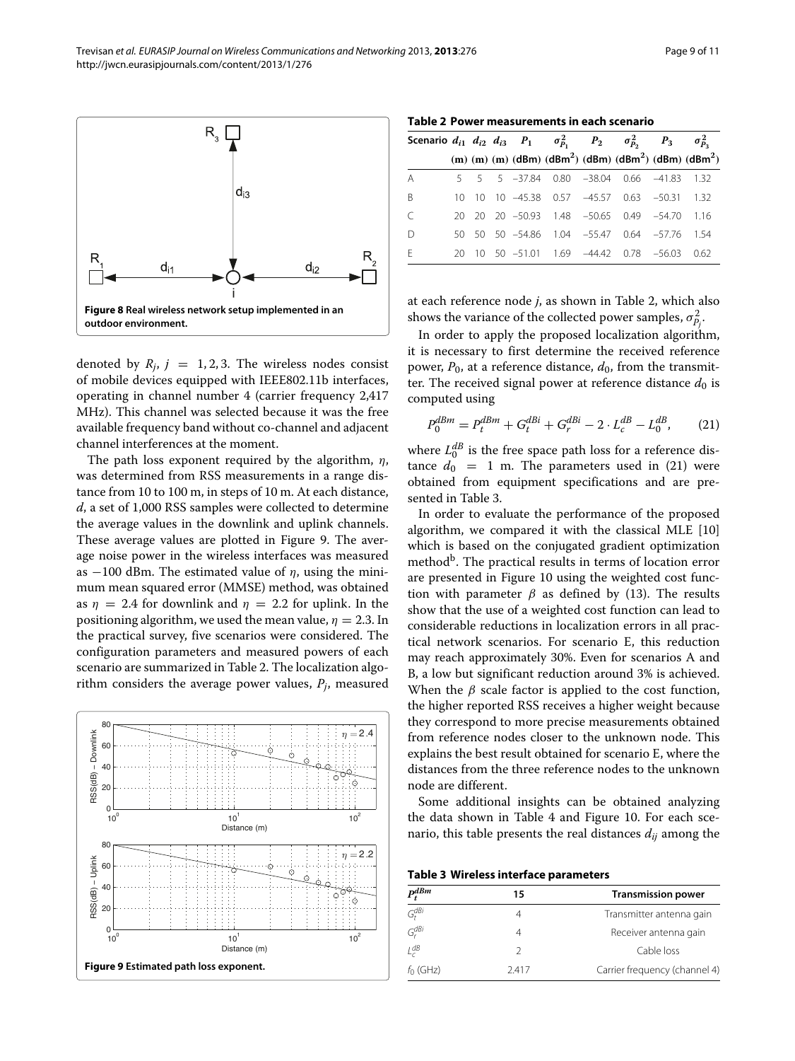Figure 8 Real wireless network setup implemented in an outdoor environment.

denoted by $R_j$, $j = 1, 2, 3$. The wireless nodes consist of mobile devices equipped with IEEE802.11b interfaces, operating in channel number 4 (carrier frequency 2,417 MHz). This channel was selected because it was the free available frequency band without co-channel and adjacent channel interferences at the moment.

The path loss exponent required by the algorithm, $\eta$, was determined from RSS measurements in a range distance from 10 to 100 m, in steps of 10 m. At each distance, $d$, a set of 1,000 RSS samples were collected to determine the average values in the downlink and uplink channels. These average values are plotted in Figure 9. The average noise power in the wireless interfaces was measured as −100 dBm. The estimated value of $\eta$, using the minimum mean squared error (MMSE) method, was obtained as $\eta = 2.4$ for downlink and $\eta = 2.2$ for uplink. In the positioning algorithm, we used the mean value, $\eta = 2.3$. In the practical survey, five scenarios were considered. The configuration parameters and measured powers of each scenario are summarized in Table 2. The localization algorithm considers the average power values, $P_j$, measured

Figure 9 Estimated path loss exponent.

**Table 2 Power measurements in each scenario**

| Scenario | $d_{i1}$ (m) | $d_{i2}$ (m) | $d_{i3}$ (m) | $P_1$ (dBm) | $\sigma^2_{P_1}$ (dBm$^2$) | $P_2$ (dBm) | $\sigma^2_{P_2}$ (dBm$^2$) | $P_3$ (dBm) | $\sigma^2_{P_3}$ (dBm$^2$) |
|---|---|---|---|---|---|---|---|---|---|
| A | 5 | 5 | 5 | −37.84 | 0.80 | −38.04 | 0.66 | −41.83 | 1.32 |
| B | 10 | 10 | 10 | −45.38 | 0.57 | −45.57 | 0.63 | −50.31 | 1.32 |
| C | 20 | 20 | 20 | −50.93 | 1.48 | −50.65 | 0.49 | −54.70 | 1.16 |
| D | 50 | 50 | 50 | −54.86 | 1.04 | −55.47 | 0.64 | −57.76 | 1.54 |
| E | 20 | 10 | 50 | −51.01 | 1.69 | −44.42 | 0.78 | −56.03 | 0.62 |

at each reference node $j$, as shown in Table 2, which also shows the variance of the collected power samples, $\sigma^2_{P_j}$.

In order to apply the proposed localization algorithm, it is necessary to first determine the received reference power, $P_0$, at a reference distance, $d_0$, from the transmitter. The received signal power at reference distance $d_0$ is computed using

$$P_0^{dBm} = P_t^{dBm} + G_t^{dBi} + G_r^{dBi} - 2 \cdot L_c^{dB} - L_0^{dB}, \qquad (21)$$

where $L_0^{dB}$ is the free space path loss for a reference distance $d_0 = 1$ m. The parameters used in (21) were obtained from equipment specifications and are presented in Table 3.

In order to evaluate the performance of the proposed algorithm, we compared it with the classical MLE [10] which is based on the conjugated gradient optimization method[b]. The practical results in terms of location error are presented in Figure 10 using the weighted cost function with parameter $\beta$ as defined by (13). The results show that the use of a weighted cost function can lead to considerable reductions in localization errors in all practical network scenarios. For scenario E, this reduction may reach approximately 30%. Even for scenarios A and B, a low but significant reduction around 3% is achieved. When the $\beta$ scale factor is applied to the cost function, the higher reported RSS receives a higher weight because they correspond to more precise measurements obtained from reference nodes closer to the unknown node. This explains the best result obtained for scenario E, where the distances from the three reference nodes to the unknown node are different.

Some additional insights can be obtained analyzing the data shown in Table 4 and Figure 10. For each scenario, this table presents the real distances $d_{ij}$ among the

**Table 3 Wireless interface parameters**

| $P_t^{dBm}$ | 15 | Transmission power |
|---|---|---|
| $G_t^{dBi}$ | 4 | Transmitter antenna gain |
| $G_r^{dBi}$ | 4 | Receiver antenna gain |
| $L_c^{dB}$ | 2 | Cable loss |
| $f_0$ (GHz) | 2.417 | Carrier frequency (channel 4) |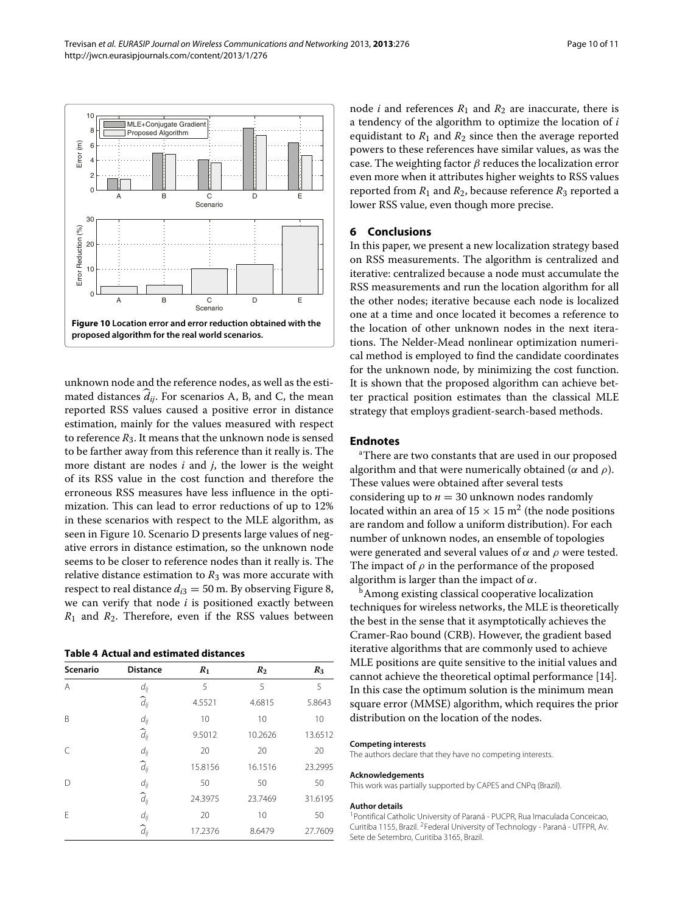**Figure 10 Location error and error reduction obtained with the proposed algorithm for the real world scenarios.**

unknown node and the reference nodes, as well as the estimated distances $\widehat{d}_{ij}$. For scenarios A, B, and C, the mean reported RSS values caused a positive error in distance estimation, mainly for the values measured with respect to reference $R_3$. It means that the unknown node is sensed to be farther away from this reference than it really is. The more distant are nodes $i$ and $j$, the lower is the weight of its RSS value in the cost function and therefore the erroneous RSS measures have less influence in the optimization. This can lead to error reductions of up to 12% in these scenarios with respect to the MLE algorithm, as seen in Figure 10. Scenario D presents large values of negative errors in distance estimation, so the unknown node seems to be closer to reference nodes than it really is. The relative distance estimation to $R_3$ was more accurate with respect to real distance $d_{i3} = 50$ m. By observing Figure 8, we can verify that node $i$ is positioned exactly between $R_1$ and $R_2$. Therefore, even if the RSS values between node $i$ and references $R_1$ and $R_2$ are inaccurate, there is a tendency of the algorithm to optimize the location of $i$ equidistant to $R_1$ and $R_2$ since then the average reported powers to these references have similar values, as was the case. The weighting factor $\beta$ reduces the localization error even more when it attributes higher weights to RSS values reported from $R_1$ and $R_2$, because reference $R_3$ reported a lower RSS value, even though more precise.

**Table 4 Actual and estimated distances**

| Scenario | Distance | $R_1$ | $R_2$ | $R_3$ |
|---|---|---|---|---|
| A | $d_{ij}$ | 5 | 5 | 5 |
| | $\widehat{d}_{ij}$ | 4.5521 | 4.6815 | 5.8643 |
| B | $d_{ij}$ | 10 | 10 | 10 |
| | $\widehat{d}_{ij}$ | 9.5012 | 10.2626 | 13.6512 |
| C | $d_{ij}$ | 20 | 20 | 20 |
| | $\widehat{d}_{ij}$ | 15.8156 | 16.1516 | 23.2995 |
| D | $d_{ij}$ | 50 | 50 | 50 |
| | $\widehat{d}_{ij}$ | 24.3975 | 23.7469 | 31.6195 |
| E | $d_{ij}$ | 20 | 10 | 50 |
| | $\widehat{d}_{ij}$ | 17.2376 | 8.6479 | 27.7609 |

## 6 Conclusions

In this paper, we present a new localization strategy based on RSS measurements. The algorithm is centralized and iterative: centralized because a node must accumulate the RSS measurements and run the location algorithm for all the other nodes; iterative because each node is localized one at a time and once located it becomes a reference to the location of other unknown nodes in the next iterations. The Nelder-Mead nonlinear optimization numerical method is employed to find the candidate coordinates for the unknown node, by minimizing the cost function. It is shown that the proposed algorithm can achieve better practical position estimates than the classical MLE strategy that employs gradient-search-based methods.

## Endnotes

[a] There are two constants that are used in our proposed algorithm and that were numerically obtained ($\alpha$ and $\rho$). These values were obtained after several tests considering up to $n = 30$ unknown nodes randomly located within an area of $15 \times 15$ m$^2$ (the node positions are random and follow a uniform distribution). For each number of unknown nodes, an ensemble of topologies were generated and several values of $\alpha$ and $\rho$ were tested. The impact of $\rho$ in the performance of the proposed algorithm is larger than the impact of $\alpha$.

[b] Among existing classical cooperative localization techniques for wireless networks, the MLE is theoretically the best in the sense that it asymptotically achieves the Cramer-Rao bound (CRB). However, the gradient based iterative algorithms that are commonly used to achieve MLE positions are quite sensitive to the initial values and cannot achieve the theoretical optimal performance [14]. In this case the optimum solution is the minimum mean square error (MMSE) algorithm, which requires the prior distribution on the location of the nodes.

#### Competing interests

The authors declare that they have no competing interests.

#### Acknowledgements

This work was partially supported by CAPES and CNPq (Brazil).

#### Author details

[1] Pontifical Catholic University of Paraná - PUCPR, Rua Imaculada Conceicao, Curitiba 1155, Brazil. [2] Federal University of Technology - Paraná - UTFPR, Av. Sete de Setembro, Curitiba 3165, Brazil.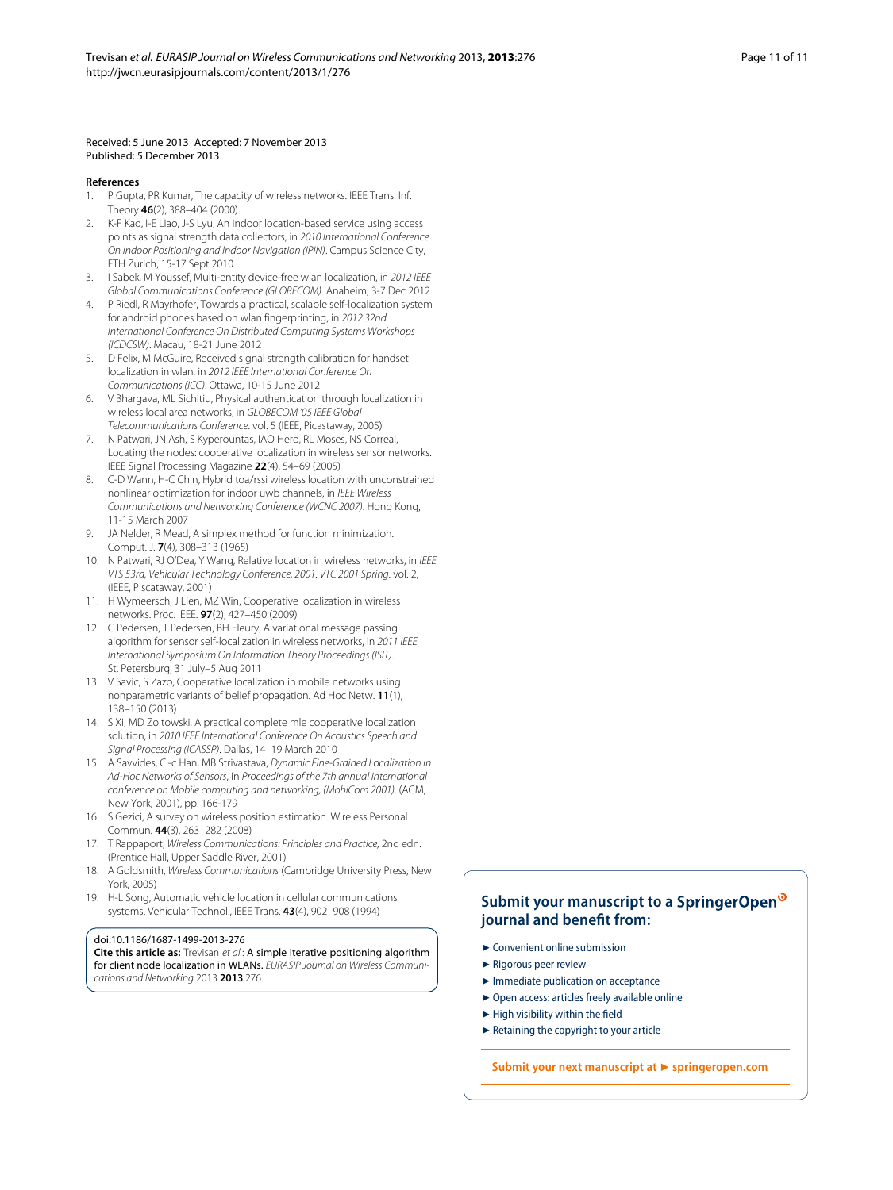Received: 5 June 2013 Accepted: 7 November 2013
Published: 5 December 2013

## References

1. P Gupta, PR Kumar, The capacity of wireless networks. IEEE Trans. Inf. Theory **46**(2), 388–404 (2000)
2. K-F Kao, I-E Liao, J-S Lyu, An indoor location-based service using access points as signal strength data collectors, in *2010 International Conference On Indoor Positioning and Indoor Navigation (IPIN)*. Campus Science City, ETH Zurich, 15-17 Sept 2010
3. I Sabek, M Youssef, Multi-entity device-free wlan localization, in *2012 IEEE Global Communications Conference (GLOBECOM)*. Anaheim, 3-7 Dec 2012
4. P Riedl, R Mayrhofer, Towards a practical, scalable self-localization system for android phones based on wlan fingerprinting, in *2012 32nd International Conference On Distributed Computing Systems Workshops (ICDCSW)*. Macau, 18-21 June 2012
5. D Felix, M McGuire, Received signal strength calibration for handset localization in wlan, in *2012 IEEE International Conference On Communications (ICC)*. Ottawa, 10-15 June 2012
6. V Bhargava, ML Sichitiu, Physical authentication through localization in wireless local area networks, in *GLOBECOM '05 IEEE Global Telecommunications Conference*. vol. 5 (IEEE, Picastaway, 2005)
7. N Patwari, JN Ash, S Kyperountas, IAO Hero, RL Moses, NS Correal, Locating the nodes: cooperative localization in wireless sensor networks. IEEE Signal Processing Magazine **22**(4), 54–69 (2005)
8. C-D Wann, H-C Chin, Hybrid toa/rssi wireless location with unconstrained nonlinear optimization for indoor uwb channels, in *IEEE Wireless Communications and Networking Conference (WCNC 2007)*. Hong Kong, 11-15 March 2007
9. JA Nelder, R Mead, A simplex method for function minimization. Comput. J. **7**(4), 308–313 (1965)
10. N Patwari, RJ O'Dea, Y Wang, Relative location in wireless networks, in *IEEE VTS 53rd, Vehicular Technology Conference, 2001. VTC 2001 Spring*. vol. 2, (IEEE, Piscataway, 2001)
11. H Wymeersch, J Lien, MZ Win, Cooperative localization in wireless networks. Proc. IEEE. **97**(2), 427–450 (2009)
12. C Pedersen, T Pedersen, BH Fleury, A variational message passing algorithm for sensor self-localization in wireless networks, in *2011 IEEE International Symposium On Information Theory Proceedings (ISIT)*. St. Petersburg, 31 July–5 Aug 2011
13. V Savic, S Zazo, Cooperative localization in mobile networks using nonparametric variants of belief propagation. Ad Hoc Netw. **11**(1), 138–150 (2013)
14. S Xi, MD Zoltowski, A practical complete mle cooperative localization solution, in *2010 IEEE International Conference On Acoustics Speech and Signal Processing (ICASSP)*. Dallas, 14–19 March 2010
15. A Savvides, C.-c Han, MB Strivastava, *Dynamic Fine-Grained Localization in Ad-Hoc Networks of Sensors*, in *Proceedings of the 7th annual international conference on Mobile computing and networking, (MobiCom 2001)*. (ACM, New York, 2001), pp. 166-179
16. S Gezici, A survey on wireless position estimation. Wireless Personal Commun. **44**(3), 263–282 (2008)
17. T Rappaport, *Wireless Communications: Principles and Practice,* 2nd edn. (Prentice Hall, Upper Saddle River, 2001)
18. A Goldsmith, *Wireless Communications* (Cambridge University Press, New York, 2005)
19. H-L Song, Automatic vehicle location in cellular communications systems. Vehicular Technol., IEEE Trans. **43**(4), 902–908 (1994)

doi:10.1186/1687-1499-2013-276
**Cite this article as:** Trevisan *et al.*: A simple iterative positioning algorithm for client node localization in WLANs. *EURASIP Journal on Wireless Communications and Networking* 2013 **2013**:276.

**Submit your manuscript to a SpringerOpen journal and benefit from:**

- ► Convenient online submission
- ► Rigorous peer review
- ► Immediate publication on acceptance
- ► Open access: articles freely available online
- ► High visibility within the field
- ► Retaining the copyright to your article

**Submit your next manuscript at ► springeropen.com**